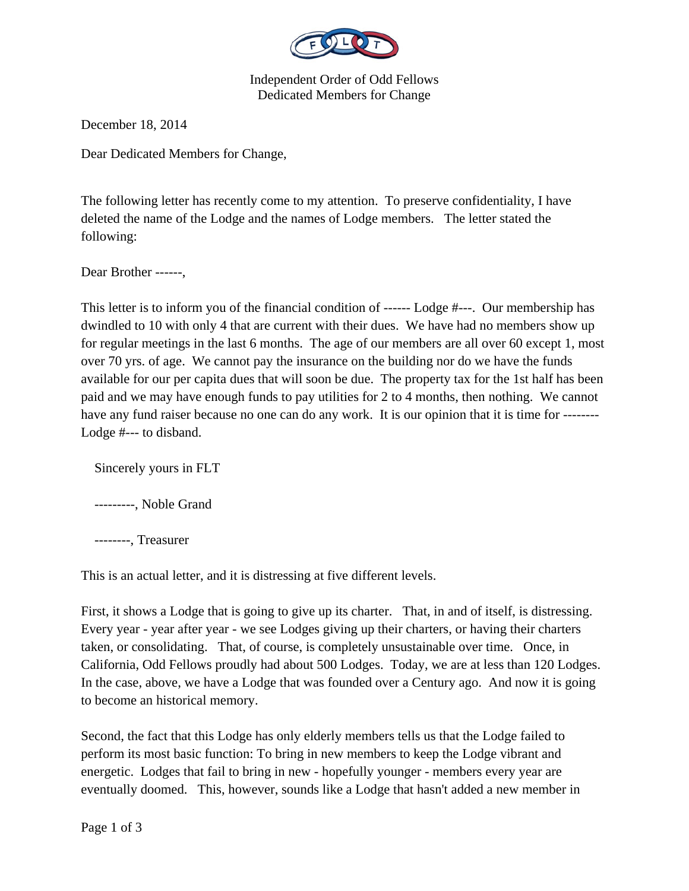Independent Order of Odd Fellows
Dedicated Members for Change

December 18, 2014

Dear Dedicated Members for Change,

The following letter has recently come to my attention. To preserve confidentiality, I have deleted the name of the Lodge and the names of Lodge members. The letter stated the following:

Dear Brother ------,

This letter is to inform you of the financial condition of ------ Lodge #---. Our membership has dwindled to 10 with only 4 that are current with their dues. We have had no members show up for regular meetings in the last 6 months. The age of our members are all over 60 except 1, most over 70 yrs. of age. We cannot pay the insurance on the building nor do we have the funds available for our per capita dues that will soon be due. The property tax for the 1st half has been paid and we may have enough funds to pay utilities for 2 to 4 months, then nothing. We cannot have any fund raiser because no one can do any work. It is our opinion that it is time for -------- Lodge #--- to disband.

Sincerely yours in FLT

---------, Noble Grand

--------, Treasurer

This is an actual letter, and it is distressing at five different levels.

First, it shows a Lodge that is going to give up its charter. That, in and of itself, is distressing. Every year - year after year - we see Lodges giving up their charters, or having their charters taken, or consolidating. That, of course, is completely unsustainable over time. Once, in California, Odd Fellows proudly had about 500 Lodges. Today, we are at less than 120 Lodges. In the case, above, we have a Lodge that was founded over a Century ago. And now it is going to become an historical memory.

Second, the fact that this Lodge has only elderly members tells us that the Lodge failed to perform its most basic function: To bring in new members to keep the Lodge vibrant and energetic. Lodges that fail to bring in new - hopefully younger - members every year are eventually doomed. This, however, sounds like a Lodge that hasn't added a new member in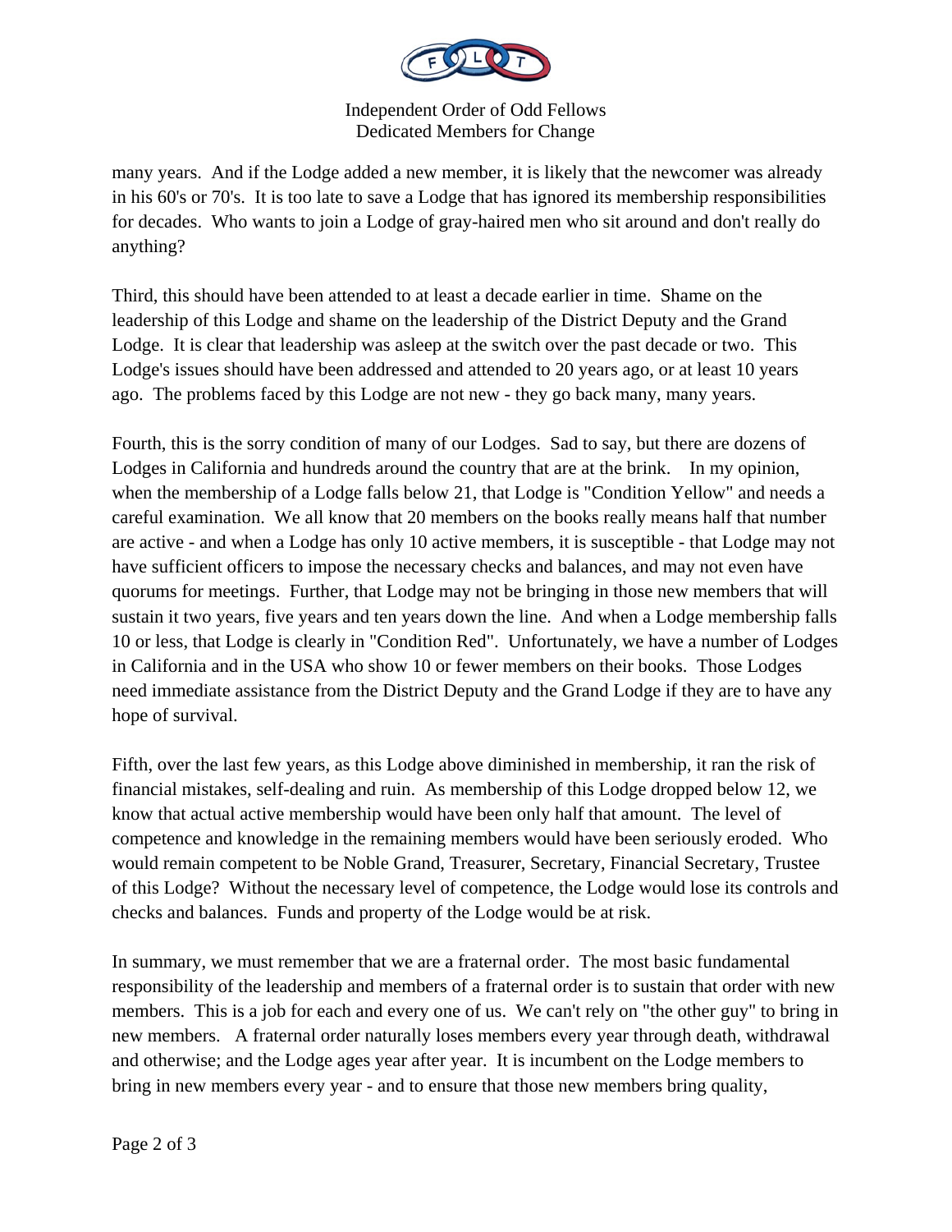many years. And if the Lodge added a new member, it is likely that the newcomer was already in his 60's or 70's. It is too late to save a Lodge that has ignored its membership responsibilities for decades. Who wants to join a Lodge of gray-haired men who sit around and don't really do anything?

Third, this should have been attended to at least a decade earlier in time. Shame on the leadership of this Lodge and shame on the leadership of the District Deputy and the Grand Lodge. It is clear that leadership was asleep at the switch over the past decade or two. This Lodge's issues should have been addressed and attended to 20 years ago, or at least 10 years ago. The problems faced by this Lodge are not new - they go back many, many years.

Fourth, this is the sorry condition of many of our Lodges. Sad to say, but there are dozens of Lodges in California and hundreds around the country that are at the brink. In my opinion, when the membership of a Lodge falls below 21, that Lodge is "Condition Yellow" and needs a careful examination. We all know that 20 members on the books really means half that number are active - and when a Lodge has only 10 active members, it is susceptible - that Lodge may not have sufficient officers to impose the necessary checks and balances, and may not even have quorums for meetings. Further, that Lodge may not be bringing in those new members that will sustain it two years, five years and ten years down the line. And when a Lodge membership falls 10 or less, that Lodge is clearly in "Condition Red". Unfortunately, we have a number of Lodges in California and in the USA who show 10 or fewer members on their books. Those Lodges need immediate assistance from the District Deputy and the Grand Lodge if they are to have any hope of survival.

Fifth, over the last few years, as this Lodge above diminished in membership, it ran the risk of financial mistakes, self-dealing and ruin. As membership of this Lodge dropped below 12, we know that actual active membership would have been only half that amount. The level of competence and knowledge in the remaining members would have been seriously eroded. Who would remain competent to be Noble Grand, Treasurer, Secretary, Financial Secretary, Trustee of this Lodge? Without the necessary level of competence, the Lodge would lose its controls and checks and balances. Funds and property of the Lodge would be at risk.

In summary, we must remember that we are a fraternal order. The most basic fundamental responsibility of the leadership and members of a fraternal order is to sustain that order with new members. This is a job for each and every one of us. We can't rely on "the other guy" to bring in new members. A fraternal order naturally loses members every year through death, withdrawal and otherwise; and the Lodge ages year after year. It is incumbent on the Lodge members to bring in new members every year - and to ensure that those new members bring quality,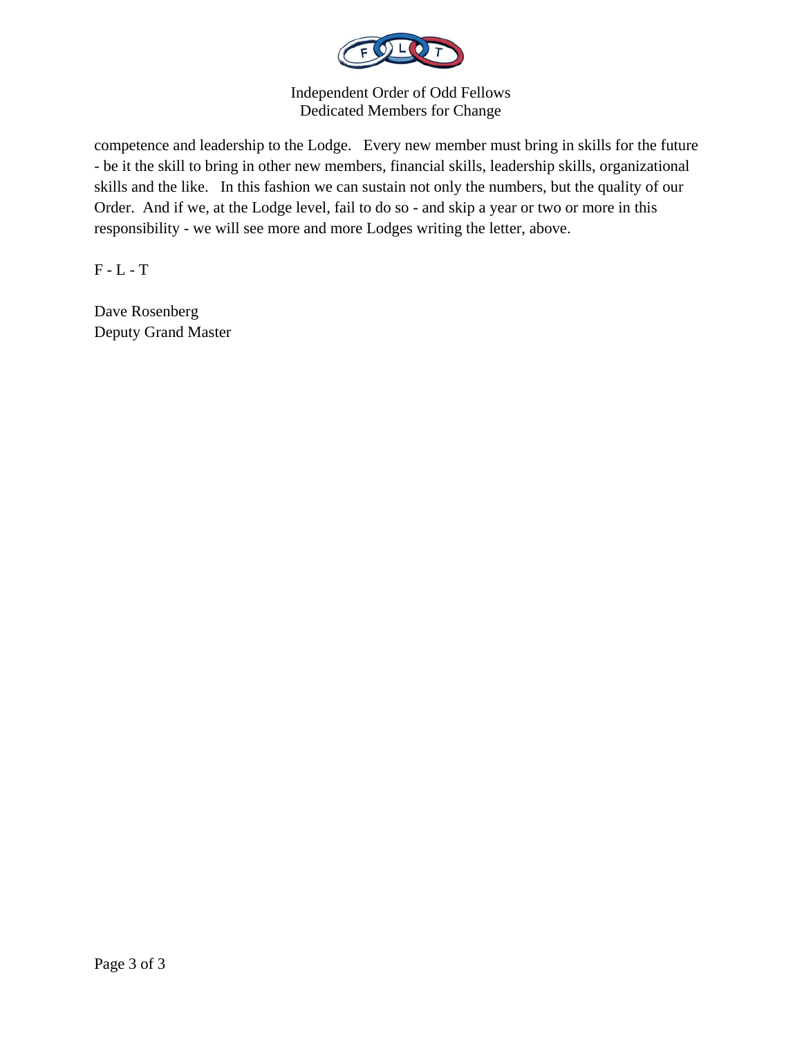competence and leadership to the Lodge. Every new member must bring in skills for the future - be it the skill to bring in other new members, financial skills, leadership skills, organizational skills and the like. In this fashion we can sustain not only the numbers, but the quality of our Order. And if we, at the Lodge level, fail to do so - and skip a year or two or more in this responsibility - we will see more and more Lodges writing the letter, above.

F - L - T

Dave Rosenberg  
Deputy Grand Master